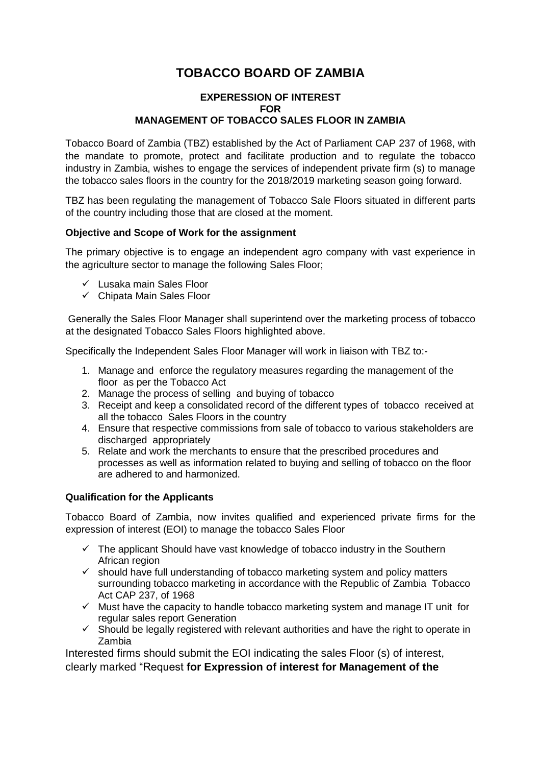# TOBACCO BOARD OF ZAMBIA

### EXPERESSION OF INTEREST
### FOR
### MANAGEMENT OF TOBACCO SALES FLOOR IN ZAMBIA

Tobacco Board of Zambia (TBZ) established by the Act of Parliament CAP 237 of 1968, with the mandate to promote, protect and facilitate production and to regulate the tobacco industry in Zambia, wishes to engage the services of independent private firm (s) to manage the tobacco sales floors in the country for the 2018/2019 marketing season going forward.

TBZ has been regulating the management of Tobacco Sale Floors situated in different parts of the country including those that are closed at the moment.

**Objective and Scope of Work for the assignment**

The primary objective is to engage an independent agro company with vast experience in the agriculture sector to manage the following Sales Floor;

- ✓ Lusaka main Sales Floor
- ✓ Chipata Main Sales Floor

Generally the Sales Floor Manager shall superintend over the marketing process of tobacco at the designated Tobacco Sales Floors highlighted above.

Specifically the Independent Sales Floor Manager will work in liaison with TBZ to:-

1. Manage and enforce the regulatory measures regarding the management of the floor as per the Tobacco Act
2. Manage the process of selling and buying of tobacco
3. Receipt and keep a consolidated record of the different types of tobacco received at all the tobacco Sales Floors in the country
4. Ensure that respective commissions from sale of tobacco to various stakeholders are discharged appropriately
5. Relate and work the merchants to ensure that the prescribed procedures and processes as well as information related to buying and selling of tobacco on the floor are adhered to and harmonized.

**Qualification for the Applicants**

Tobacco Board of Zambia, now invites qualified and experienced private firms for the expression of interest (EOI) to manage the tobacco Sales Floor

- ✓ The applicant Should have vast knowledge of tobacco industry in the Southern African region
- ✓ should have full understanding of tobacco marketing system and policy matters surrounding tobacco marketing in accordance with the Republic of Zambia Tobacco Act CAP 237, of 1968
- ✓ Must have the capacity to handle tobacco marketing system and manage IT unit for regular sales report Generation
- ✓ Should be legally registered with relevant authorities and have the right to operate in Zambia

Interested firms should submit the EOI indicating the sales Floor (s) of interest, clearly marked "Request **for Expression of interest for Management of the**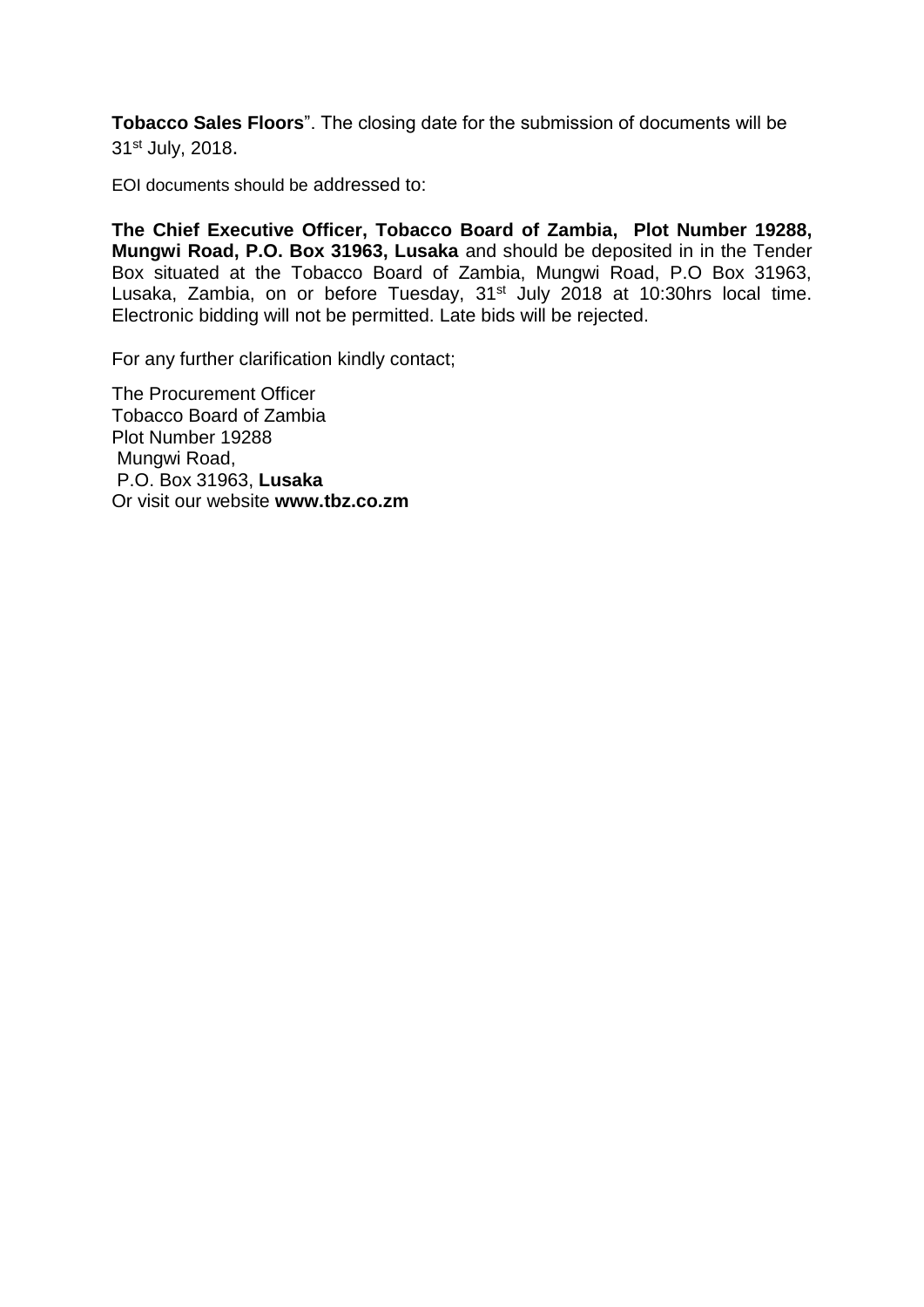**Tobacco Sales Floors**". The closing date for the submission of documents will be 31st July, 2018.

EOI documents should be addressed to:

**The Chief Executive Officer, Tobacco Board of Zambia, Plot Number 19288, Mungwi Road, P.O. Box 31963, Lusaka** and should be deposited in in the Tender Box situated at the Tobacco Board of Zambia, Mungwi Road, P.O Box 31963, Lusaka, Zambia, on or before Tuesday, 31st July 2018 at 10:30hrs local time. Electronic bidding will not be permitted. Late bids will be rejected.

For any further clarification kindly contact;

The Procurement Officer
Tobacco Board of Zambia
Plot Number 19288
Mungwi Road,
P.O. Box 31963, **Lusaka**
Or visit our website **www.tbz.co.zm**